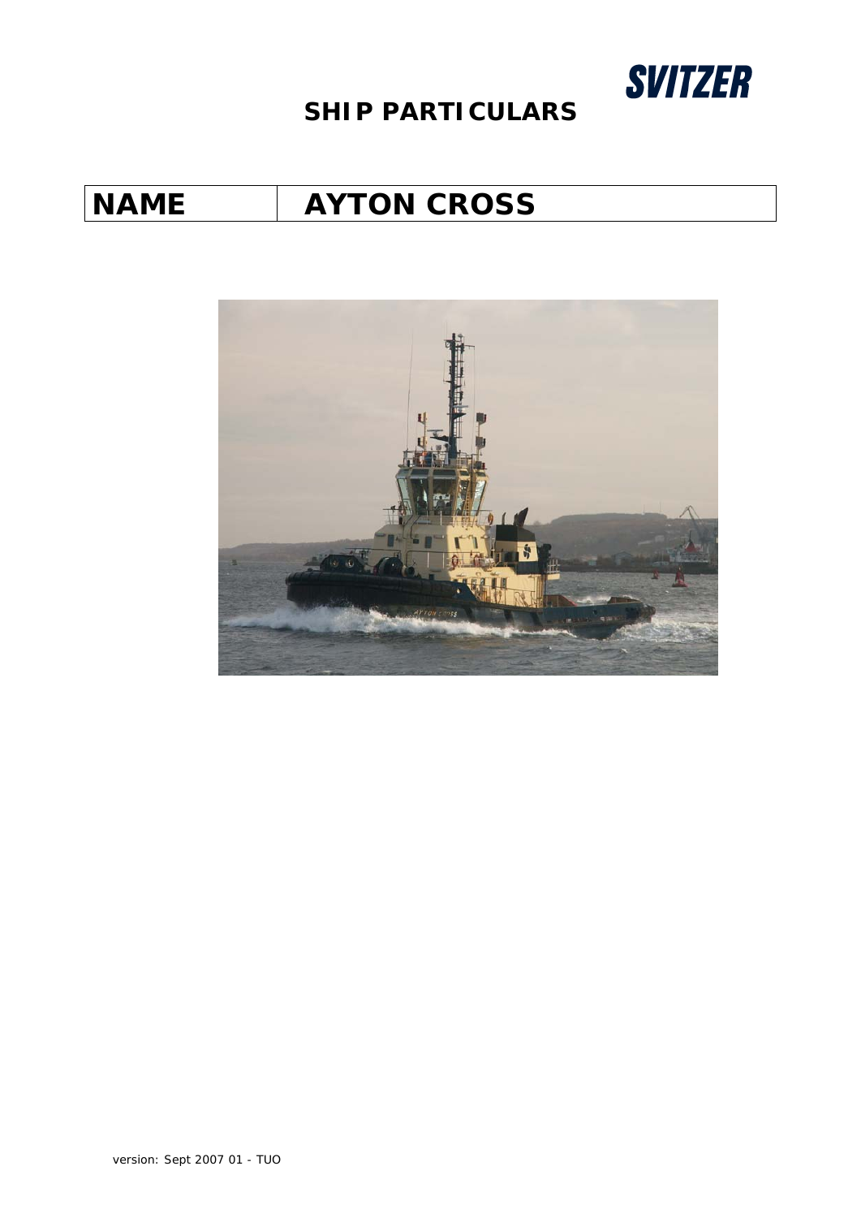SVITZER

# SHIP PARTICULARS

| NAME | AYTON CROSS |
|---|---|

version: Sept 2007 01 - TUO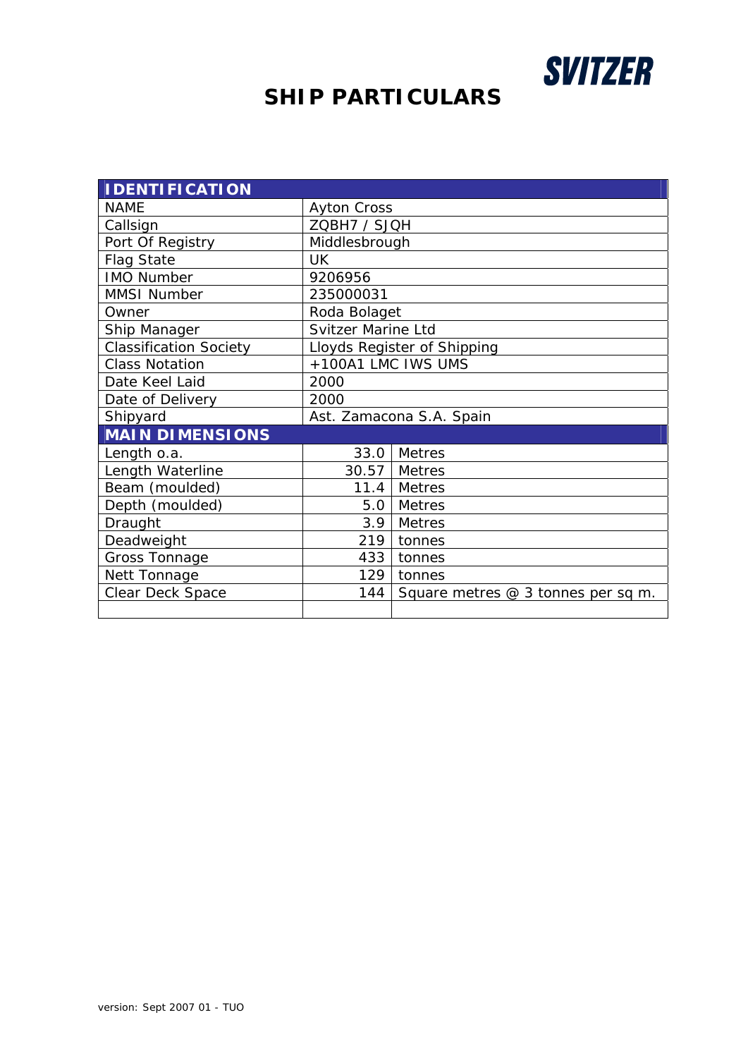SVITZER

# SHIP PARTICULARS

| IDENTIFICATION | | |
|---|---|---|
| NAME | Ayton Cross | |
| Callsign | ZQBH7 / SJQH | |
| Port Of Registry | Middlesbrough | |
| Flag State | UK | |
| IMO Number | 9206956 | |
| MMSI Number | 235000031 | |
| Owner | Roda Bolaget | |
| Ship Manager | Svitzer Marine Ltd | |
| Classification Society | Lloyds Register of Shipping | |
| Class Notation | +100A1 LMC IWS UMS | |
| Date Keel Laid | 2000 | |
| Date of Delivery | 2000 | |
| Shipyard | Ast. Zamacona S.A. Spain | |
| **MAIN DIMENSIONS** | | |
| Length o.a. | 33.0 | Metres |
| Length Waterline | 30.57 | Metres |
| Beam (moulded) | 11.4 | Metres |
| Depth (moulded) | 5.0 | Metres |
| Draught | 3.9 | Metres |
| Deadweight | 219 | tonnes |
| Gross Tonnage | 433 | tonnes |
| Nett Tonnage | 129 | tonnes |
| Clear Deck Space | 144 | Square metres @ 3 tonnes per sq m. |
| | | |

version: Sept 2007 01 - TUO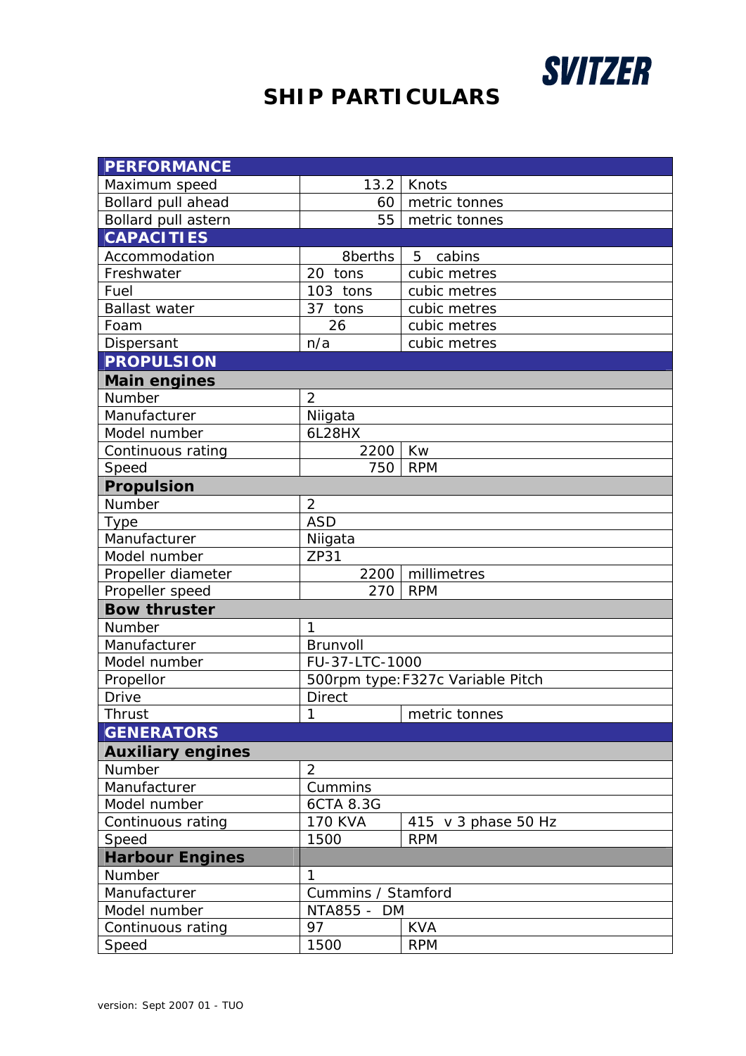SVITZER

# SHIP PARTICULARS

| PERFORMANCE | | |
|---|---|---|
| Maximum speed | 13.2 | Knots |
| Bollard pull ahead | 60 | metric tonnes |
| Bollard pull astern | 55 | metric tonnes |
| **CAPACITIES** | | |
| Accommodation | 8berths | 5 cabins |
| Freshwater | 20 tons | cubic metres |
| Fuel | 103 tons | cubic metres |
| Ballast water | 37 tons | cubic metres |
| Foam | 26 | cubic metres |
| Dispersant | n/a | cubic metres |
| **PROPULSION** | | |
| **Main engines** | | |
| Number | 2 | |
| Manufacturer | Niigata | |
| Model number | 6L28HX | |
| Continuous rating | 2200 | Kw |
| Speed | 750 | RPM |
| **Propulsion** | | |
| Number | 2 | |
| Type | ASD | |
| Manufacturer | Niigata | |
| Model number | ZP31 | |
| Propeller diameter | 2200 | millimetres |
| Propeller speed | 270 | RPM |
| **Bow thruster** | | |
| Number | 1 | |
| Manufacturer | Brunvoll | |
| Model number | FU-37-LTC-1000 | |
| Propellor | 500rpm type:F327c Variable Pitch | |
| Drive | Direct | |
| Thrust | 1 | metric tonnes |
| **GENERATORS** | | |
| **Auxiliary engines** | | |
| Number | 2 | |
| Manufacturer | Cummins | |
| Model number | 6CTA 8.3G | |
| Continuous rating | 170 KVA | 415 v 3 phase 50 Hz |
| Speed | 1500 | RPM |
| **Harbour Engines** | | |
| Number | 1 | |
| Manufacturer | Cummins / Stamford | |
| Model number | NTA855 - DM | |
| Continuous rating | 97 | KVA |
| Speed | 1500 | RPM |

version: Sept 2007 01 - TUO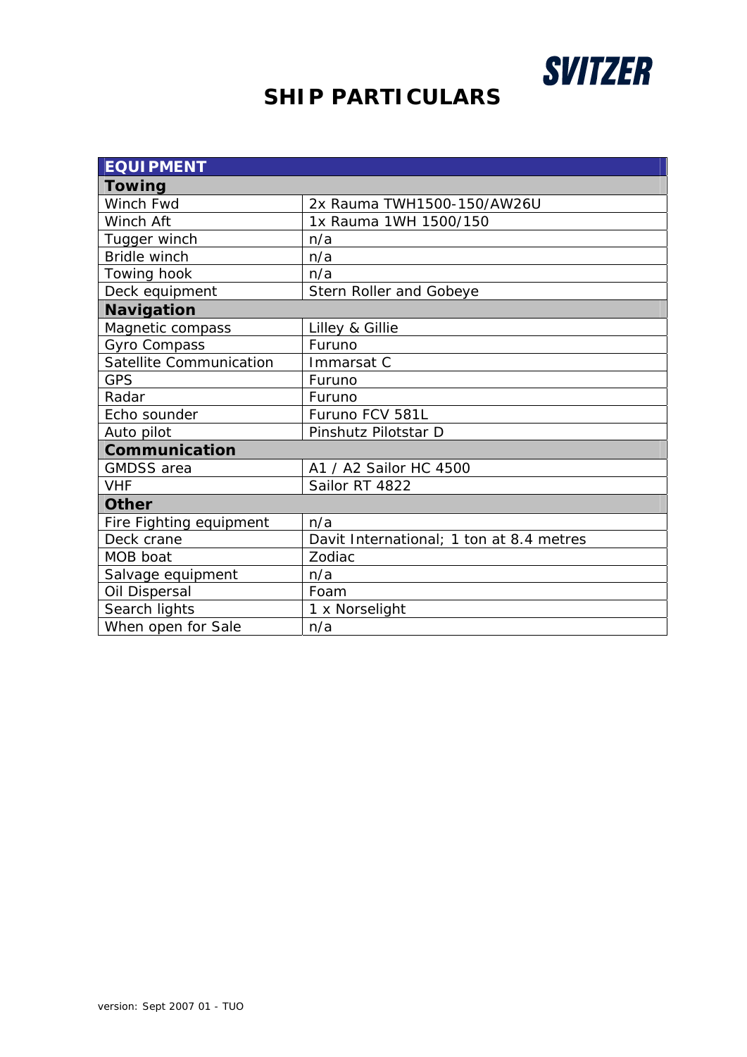# SHIP PARTICULARS

SVITZER

| EQUIPMENT | |
|---|---|
| **Towing** | |
| Winch Fwd | 2x Rauma TWH1500-150/AW26U |
| Winch Aft | 1x Rauma 1WH 1500/150 |
| Tugger winch | n/a |
| Bridle winch | n/a |
| Towing hook | n/a |
| Deck equipment | Stern Roller and Gobeye |
| **Navigation** | |
| Magnetic compass | Lilley & Gillie |
| Gyro Compass | Furuno |
| Satellite Communication | Immarsat C |
| GPS | Furuno |
| Radar | Furuno |
| Echo sounder | Furuno FCV 581L |
| Auto pilot | Pinshutz Pilotstar D |
| **Communication** | |
| GMDSS area | A1 / A2 Sailor HC 4500 |
| VHF | Sailor RT 4822 |
| **Other** | |
| Fire Fighting equipment | n/a |
| Deck crane | Davit International; 1 ton at 8.4 metres |
| MOB boat | Zodiac |
| Salvage equipment | n/a |
| Oil Dispersal | Foam |
| Search lights | 1 x Norselight |
| When open for Sale | n/a |

version: Sept 2007 01 - TUO